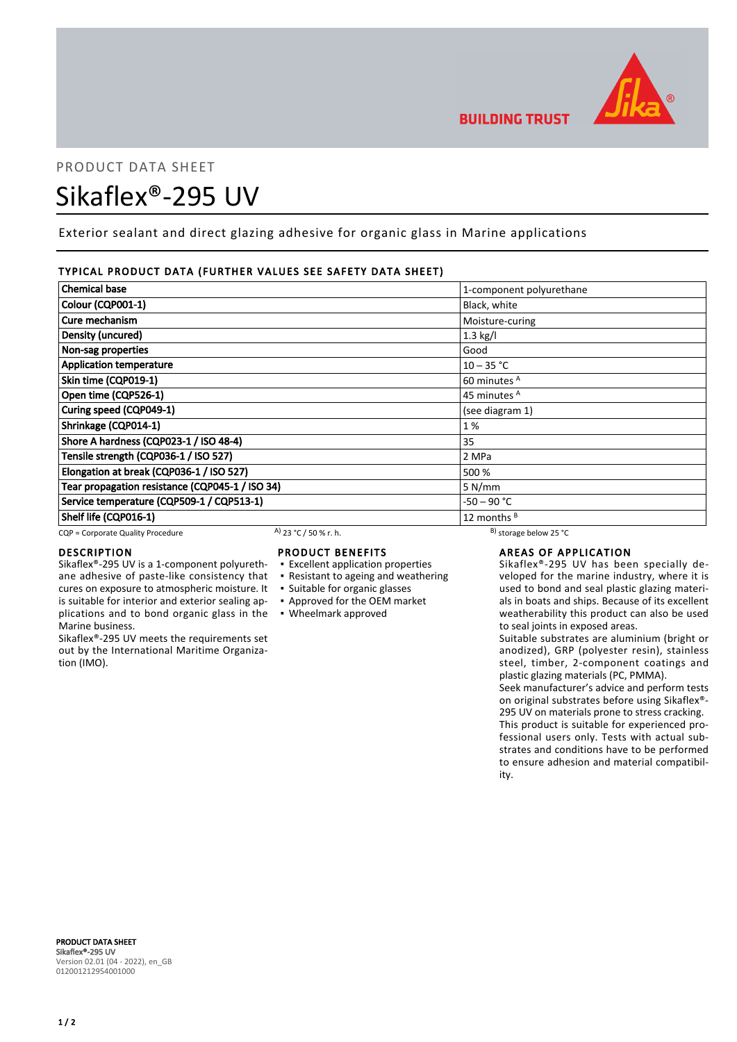BUILDING TRUST

PRODUCT DATA SHEET

# Sikaflex®-295 UV

Exterior sealant and direct glazing adhesive for organic glass in Marine applications

## TYPICAL PRODUCT DATA (FURTHER VALUES SEE SAFETY DATA SHEET)

| Property | Value |
|---|---|
| **Chemical base** | 1-component polyurethane |
| **Colour (CQP001-1)** | Black, white |
| **Cure mechanism** | Moisture-curing |
| **Density (uncured)** | 1.3 kg/l |
| **Non-sag properties** | Good |
| **Application temperature** | 10 – 35 °C |
| **Skin time (CQP019-1)** | 60 minutes [A] |
| **Open time (CQP526-1)** | 45 minutes [A] |
| **Curing speed (CQP049-1)** | (see diagram 1) |
| **Shrinkage (CQP014-1)** | 1 % |
| **Shore A hardness (CQP023-1 / ISO 48-4)** | 35 |
| **Tensile strength (CQP036-1 / ISO 527)** | 2 MPa |
| **Elongation at break (CQP036-1 / ISO 527)** | 500 % |
| **Tear propagation resistance (CQP045-1 / ISO 34)** | 5 N/mm |
| **Service temperature (CQP509-1 / CQP513-1)** | -50 – 90 °C |
| **Shelf life (CQP016-1)** | 12 months [B] |

CQP = Corporate Quality Procedure    A) 23 °C / 50 % r. h.    B) storage below 25 °C

## DESCRIPTION

Sikaflex®-295 UV is a 1-component polyurethane adhesive of paste-like consistency that cures on exposure to atmospheric moisture. It is suitable for interior and exterior sealing applications and to bond organic glass in the Marine business.

Sikaflex®-295 UV meets the requirements set out by the International Maritime Organization (IMO).

## PRODUCT BENEFITS

- Excellent application properties
- Resistant to ageing and weathering
- Suitable for organic glasses
- Approved for the OEM market
- Wheelmark approved

## AREAS OF APPLICATION

Sikaflex®-295 UV has been specially developed for the marine industry, where it is used to bond and seal plastic glazing materials in boats and ships. Because of its excellent weatherability this product can also be used to seal joints in exposed areas.

Suitable substrates are aluminium (bright or anodized), GRP (polyester resin), stainless steel, timber, 2-component coatings and plastic glazing materials (PC, PMMA).

Seek manufacturer's advice and perform tests on original substrates before using Sikaflex®-295 UV on materials prone to stress cracking.

This product is suitable for experienced professional users only. Tests with actual substrates and conditions have to be performed to ensure adhesion and material compatibility.

**PRODUCT DATA SHEET**
**Sikaflex®-295 UV**
Version 02.01 (04 - 2022), en_GB
012001212954001000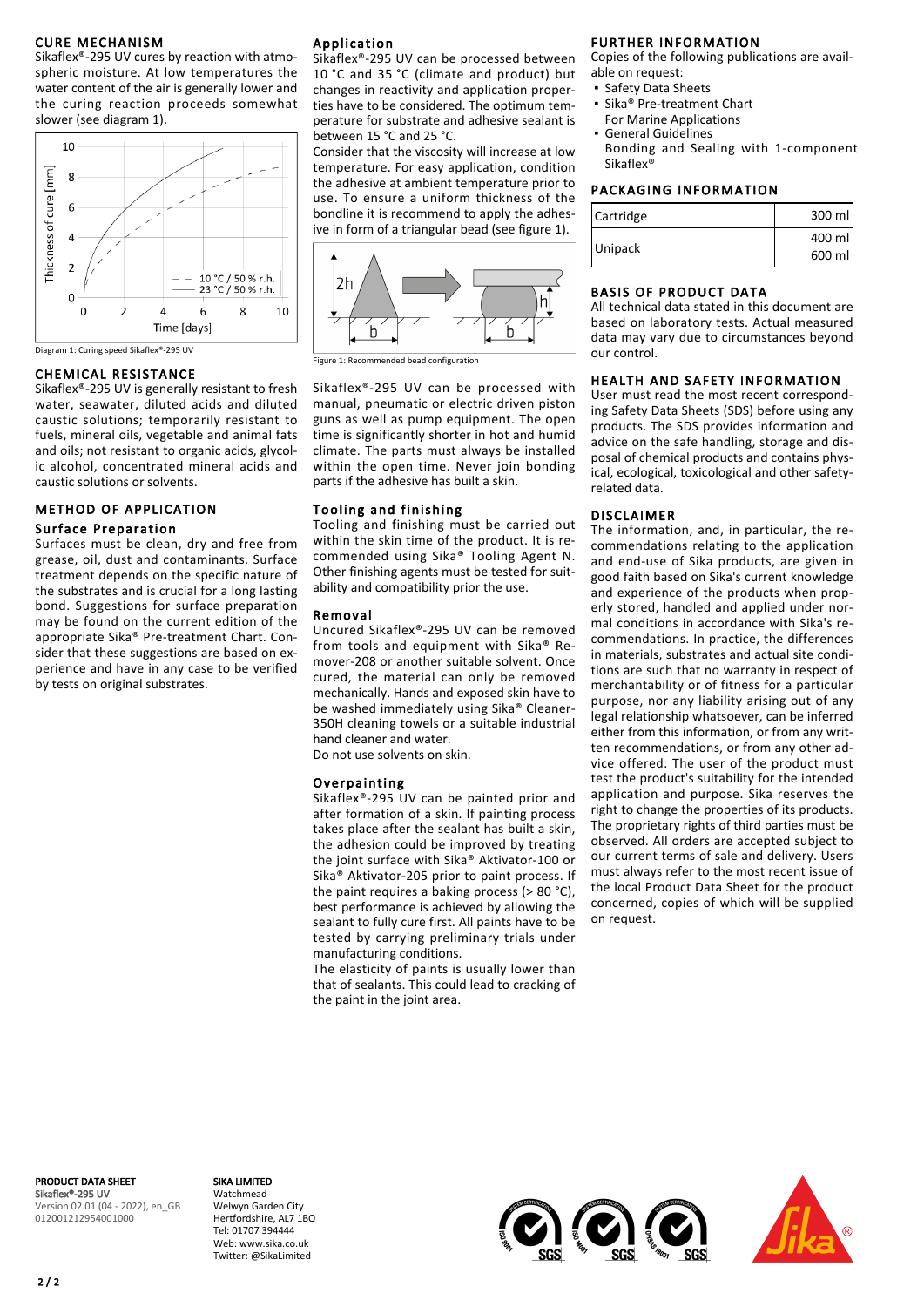## CURE MECHANISM

Sikaflex®-295 UV cures by reaction with atmospheric moisture. At low temperatures the water content of the air is generally lower and the curing reaction proceeds somewhat slower (see diagram 1).

Thickness of cure [mm]
10
8
6
4
2
0
0 2 4 6 8 10
Time [days]
10 °C / 50 % r.h.
23 °C / 50 % r.h.

Diagram 1: Curing speed Sikaflex®-295 UV

## CHEMICAL RESISTANCE

Sikaflex®-295 UV is generally resistant to fresh water, seawater, diluted acids and diluted caustic solutions; temporarily resistant to fuels, mineral oils, vegetable and animal fats and oils; not resistant to organic acids, glycolic alcohol, concentrated mineral acids and caustic solutions or solvents.

## METHOD OF APPLICATION

### Surface Preparation

Surfaces must be clean, dry and free from grease, oil, dust and contaminants. Surface treatment depends on the specific nature of the substrates and is crucial for a long lasting bond. Suggestions for surface preparation may be found on the current edition of the appropriate Sika® Pre-treatment Chart. Consider that these suggestions are based on experience and have in any case to be verified by tests on original substrates.

### Application

Sikaflex®-295 UV can be processed between 10 °C and 35 °C (climate and product) but changes in reactivity and application properties have to be considered. The optimum temperature for substrate and adhesive sealant is between 15 °C and 25 °C.

Consider that the viscosity will increase at low temperature. For easy application, condition the adhesive at ambient temperature prior to use. To ensure a uniform thickness of the bondline it is recommend to apply the adhesive in form of a triangular bead (see figure 1).

2h
b
h
b

Figure 1: Recommended bead configuration

Sikaflex®-295 UV can be processed with manual, pneumatic or electric driven piston guns as well as pump equipment. The open time is significantly shorter in hot and humid climate. The parts must always be installed within the open time. Never join bonding parts if the adhesive has built a skin.

### Tooling and finishing

Tooling and finishing must be carried out within the skin time of the product. It is recommended using Sika® Tooling Agent N. Other finishing agents must be tested for suitability and compatibility prior the use.

### Removal

Uncured Sikaflex®-295 UV can be removed from tools and equipment with Sika® Remover-208 or another suitable solvent. Once cured, the material can only be removed mechanically. Hands and exposed skin have to be washed immediately using Sika® Cleaner-350H cleaning towels or a suitable industrial hand cleaner and water.

Do not use solvents on skin.

### Overpainting

Sikaflex®-295 UV can be painted prior and after formation of a skin. If painting process takes place after the sealant has built a skin, the adhesion could be improved by treating the joint surface with Sika® Aktivator-100 or Sika® Aktivator-205 prior to paint process. If the paint requires a baking process (> 80 °C), best performance is achieved by allowing the sealant to fully cure first. All paints have to be tested by carrying preliminary trials under manufacturing conditions.

The elasticity of paints is usually lower than that of sealants. This could lead to cracking of the paint in the joint area.

## FURTHER INFORMATION

Copies of the following publications are available on request:

- Safety Data Sheets
- Sika® Pre-treatment Chart For Marine Applications
- General Guidelines Bonding and Sealing with 1-component Sikaflex®

## PACKAGING INFORMATION

| | |
|---|---|
| Cartridge | 300 ml |
| Unipack | 400 ml<br>600 ml |

## BASIS OF PRODUCT DATA

All technical data stated in this document are based on laboratory tests. Actual measured data may vary due to circumstances beyond our control.

## HEALTH AND SAFETY INFORMATION

User must read the most recent corresponding Safety Data Sheets (SDS) before using any products. The SDS provides information and advice on the safe handling, storage and disposal of chemical products and contains physical, ecological, toxicological and other safety-related data.

## DISCLAIMER

The information, and, in particular, the recommendations relating to the application and end-use of Sika products, are given in good faith based on Sika's current knowledge and experience of the products when properly stored, handled and applied under normal conditions in accordance with Sika's recommendations. In practice, the differences in materials, substrates and actual site conditions are such that no warranty in respect of merchantability or of fitness for a particular purpose, nor any liability arising out of any legal relationship whatsoever, can be inferred either from this information, or from any written recommendations, or from any other advice offered. The user of the product must test the product's suitability for the intended application and purpose. Sika reserves the right to change the properties of its products. The proprietary rights of third parties must be observed. All orders are accepted subject to our current terms of sale and delivery. Users must always refer to the most recent issue of the local Product Data Sheet for the product concerned, copies of which will be supplied on request.

**PRODUCT DATA SHEET**
**Sikaflex®-295 UV**
Version 02.01 (04 - 2022), en_GB
012001212954001000

**SIKA LIMITED**
Watchmead
Welwyn Garden City
Hertfordshire, AL7 1BQ
Tel: 01707 394444
Web: www.sika.co.uk
Twitter: @SikaLimited